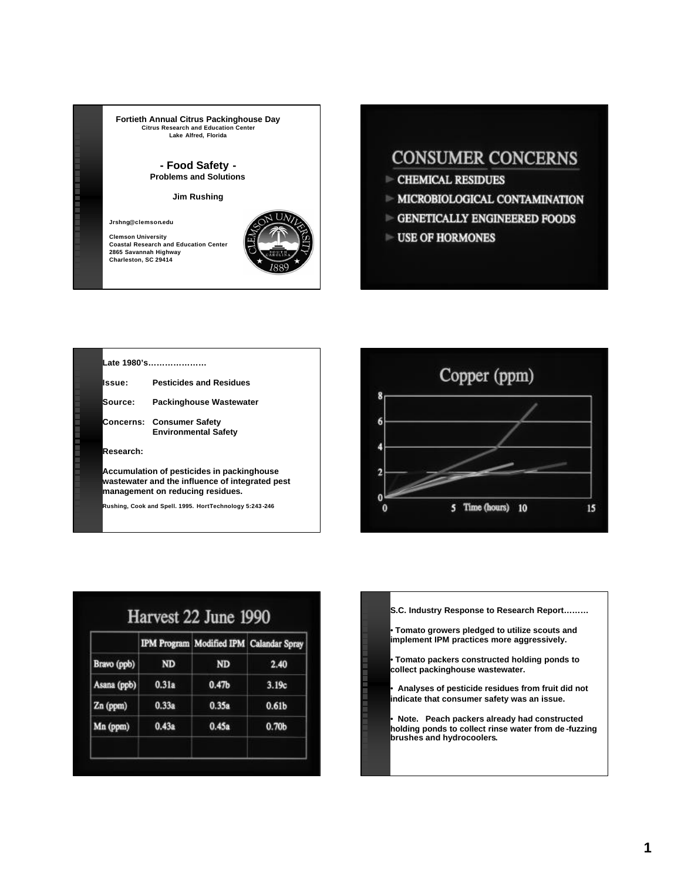**Fortieth Annual Citrus Packinghouse Day**
Citrus Research and Education Center
Lake Alfred, Florida

## - Food Safety -
### Problems and Solutions

**Jim Rushing**

Jrshng@clemson.edu

Clemson University
Coastal Research and Education Center
2865 Savannah Highway
Charleston, SC 29414

CLEMSON UNIVERSITY SOUTH CAROLINA 1889

## CONSUMER CONCERNS

- CHEMICAL RESIDUES
- MICROBIOLOGICAL CONTAMINATION
- GENETICALLY ENGINEERED FOODS
- USE OF HORMONES

**Late 1980's…………………**

**Issue:** Pesticides and Residues

**Source:** Packinghouse Wastewater

**Concerns:** Consumer Safety
Environmental Safety

**Research:**

**Accumulation of pesticides in packinghouse wastewater and the influence of integrated pest management on reducing residues.**

Rushing, Cook and Spell. 1995. HortTechnology 5:243-246

Copper (ppm)

8
6
4
2
0
0
5
Time (hours)
10
15

## Harvest 22 June 1990

| | IPM Program | Modified IPM | Calandar Spray |
|---|---|---|---|
| Bravo (ppb) | ND | ND | 2.40 |
| Asana (ppb) | 0.31a | 0.47b | 3.19c |
| Zn (ppm) | 0.33a | 0.35a | 0.61b |
| Mn (ppm) | 0.43a | 0.45a | 0.70b |

**S.C. Industry Response to Research Report………**

- **Tomato growers pledged to utilize scouts and implement IPM practices more aggressively.**
- **Tomato packers constructed holding ponds to collect packinghouse wastewater.**
- **Analyses of pesticide residues from fruit did not indicate that consumer safety was an issue.**
- **Note. Peach packers already had constructed holding ponds to collect rinse water from de-fuzzing brushes and hydrocoolers.**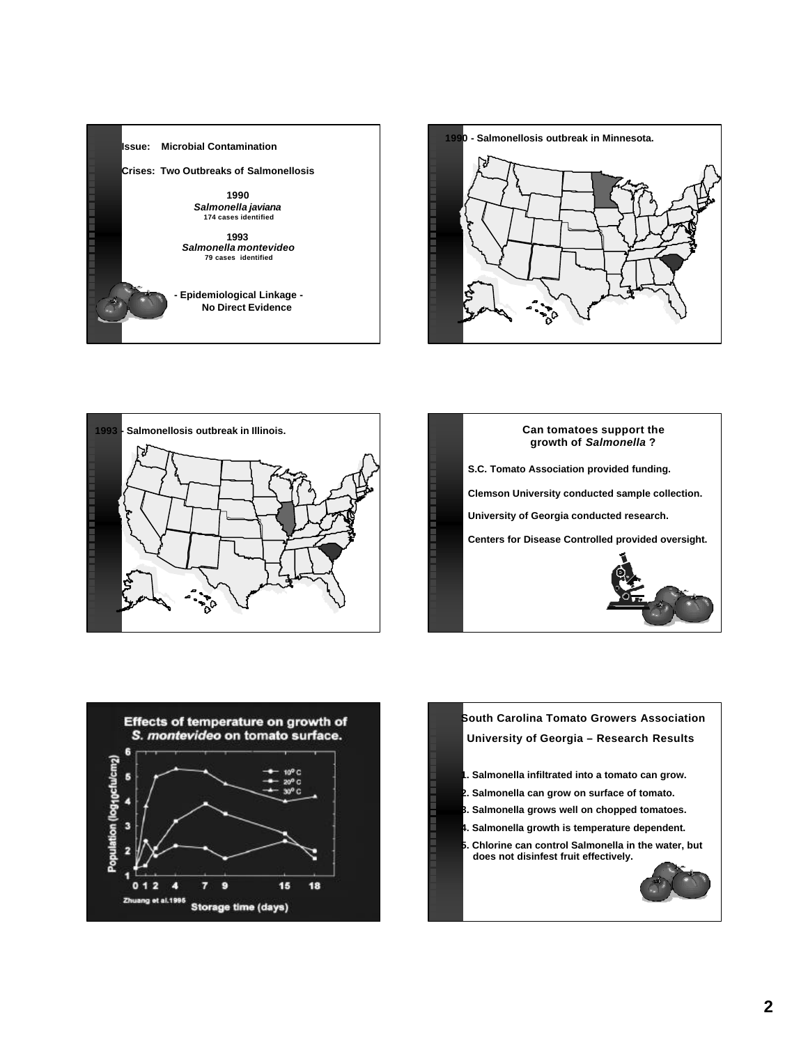**Issue: Microbial Contamination**

**Crises: Two Outbreaks of Salmonellosis**

**1990**
***Salmonella javiana***
**174 cases identified**

**1993**
***Salmonella montevideo***
**79 cases identified**

**- Epidemiological Linkage -**
**No Direct Evidence**

---

**1990 - Salmonellosis outbreak in Minnesota.**

---

**1993 - Salmonellosis outbreak in Illinois.**

---

**Can tomatoes support the growth of *Salmonella* ?**

**S.C. Tomato Association provided funding.**

**Clemson University conducted sample collection.**

**University of Georgia conducted research.**

**Centers for Disease Controlled provided oversight.**

---

**Effects of temperature on growth of *S. montevideo* on tomato surface.**

Population ($log_{10}cfu/cm_2$)

6
5
4
3
2
1

$10^0$ C
$20^0$ C
$30^0$ C

0 1 2 4 7 9 15 18

Zhuang et al.1995

Storage time (days)

---

**South Carolina Tomato Growers Association**

**University of Georgia – Research Results**

1. **Salmonella infiltrated into a tomato can grow.**
2. **Salmonella can grow on surface of tomato.**
3. **Salmonella grows well on chopped tomatoes.**
4. **Salmonella growth is temperature dependent.**
5. **Chlorine can control Salmonella in the water, but does not disinfest fruit effectively.**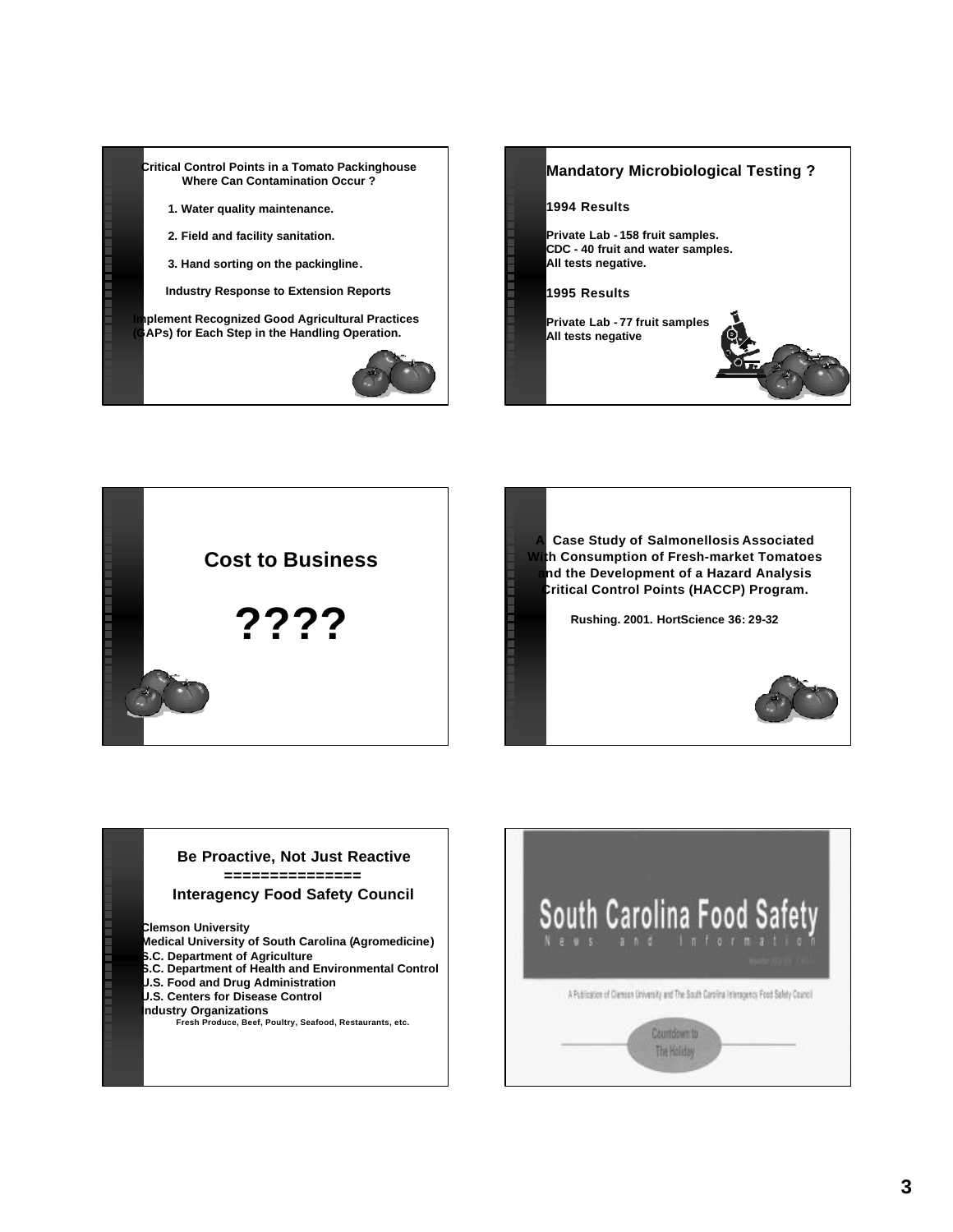## Critical Control Points in a Tomato Packinghouse Where Can Contamination Occur ?

1. Water quality maintenance.
2. Field and facility sanitation.
3. Hand sorting on the packingline.

**Industry Response to Extension Reports**

Implement Recognized Good Agricultural Practices (GAPs) for Each Step in the Handling Operation.

## Mandatory Microbiological Testing ?

**1994 Results**

Private Lab - 158 fruit samples.
CDC - 40 fruit and water samples.
All tests negative.

**1995 Results**

Private Lab - 77 fruit samples
All tests negative

## Cost to Business

# ????

**A Case Study of Salmonellosis Associated With Consumption of Fresh-market Tomatoes and the Development of a Hazard Analysis Critical Control Points (HACCP) Program.**

Rushing. 2001. HortScience 36: 29-32

## Be Proactive, Not Just Reactive

===============

## Interagency Food Safety Council

- Clemson University
- Medical University of South Carolina (Agromedicine)
- S.C. Department of Agriculture
- S.C. Department of Health and Environmental Control
- U.S. Food and Drug Administration
- U.S. Centers for Disease Control
- Industry Organizations
  - Fresh Produce, Beef, Poultry, Seafood, Restaurants, etc.

# South Carolina Food Safety

News and Information

A Publication of Clemson University and The South Carolina Interagency Food Safety Council

Countdown to The Holiday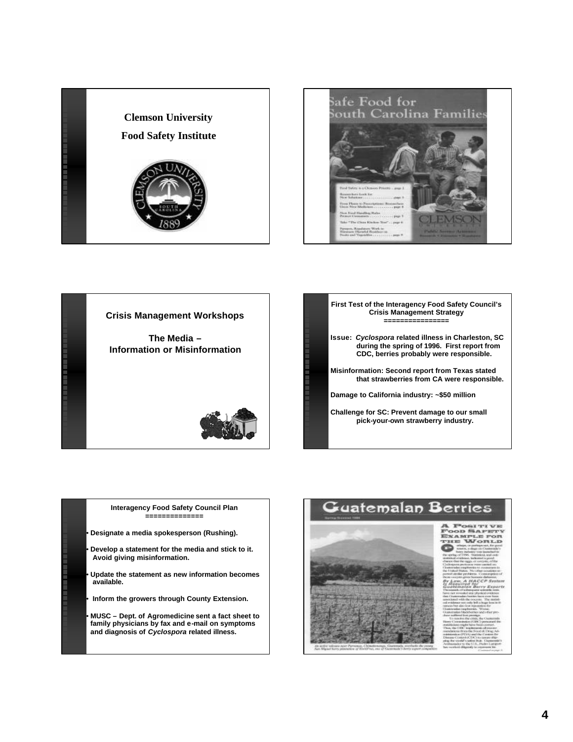**Clemson University**

**Food Safety Institute**

Safe Food for South Carolina Families

**Crisis Management Workshops**

**The Media – Information or Misinformation**

**First Test of the Interagency Food Safety Council's Crisis Management Strategy**

**Issue:** ***Cyclospora*** **related illness in Charleston, SC during the spring of 1996. First report from CDC, berries probably were responsible.**

**Misinformation: Second report from Texas stated that strawberries from CA were responsible.**

**Damage to California industry: ~$50 million**

**Challenge for SC: Prevent damage to our small pick-your-own strawberry industry.**

**Interagency Food Safety Council Plan**

- **Designate a media spokesperson (Rushing).**
- **Develop a statement for the media and stick to it. Avoid giving misinformation.**
- **Update the statement as new information becomes available.**
- **Inform the growers through County Extension.**
- **MUSC – Dept. of Agromedicine sent a fact sheet to family physicians by fax and e-mail on symptoms and diagnosis of** ***Cyclospora*** **related illness.**

Guatemalan Berries

A Positive Food Safety Example for the World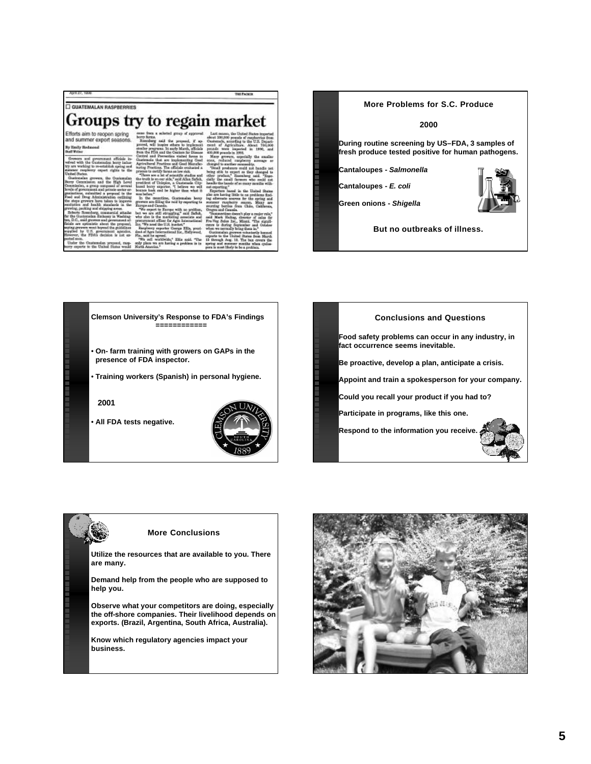April 27, 1998

THE PACKER

GUATEMALAN RASPBERRIES

# Groups try to regain market

Efforts aim to reopen spring and summer export seasons.

By Emily Redmond
Staff Writer

## More Problems for S.C. Produce

**2000**

**During routine screening by US–FDA, 3 samples of fresh produce tested positive for human pathogens.**

**Cantaloupes - *Salmonella***

**Cantaloupes - *E. coli***

**Green onions - *Shigella***

**But no outbreaks of illness.**

## Clemson University's Response to FDA's Findings

============

- **On- farm training with growers on GAPs in the presence of FDA inspector.**
- **Training workers (Spanish) in personal hygiene.**

**2001**

- **All FDA tests negative.**

CLEMSON UNIVERSITY SOUTH CAROLINA 1889

## Conclusions and Questions

**Food safety problems can occur in any industry, in fact occurrence seems inevitable.**

**Be proactive, develop a plan, anticipate a crisis.**

**Appoint and train a spokesperson for your company.**

**Could you recall your product if you had to?**

**Participate in programs, like this one.**

**Respond to the information you receive.**

## More Conclusions

**Utilize the resources that are available to you. There are many.**

**Demand help from the people who are supposed to help you.**

**Observe what your competitors are doing, especially the off-shore companies. Their livelihood depends on exports. (Brazil, Argentina, South Africa, Australia).**

**Know which regulatory agencies impact your business.**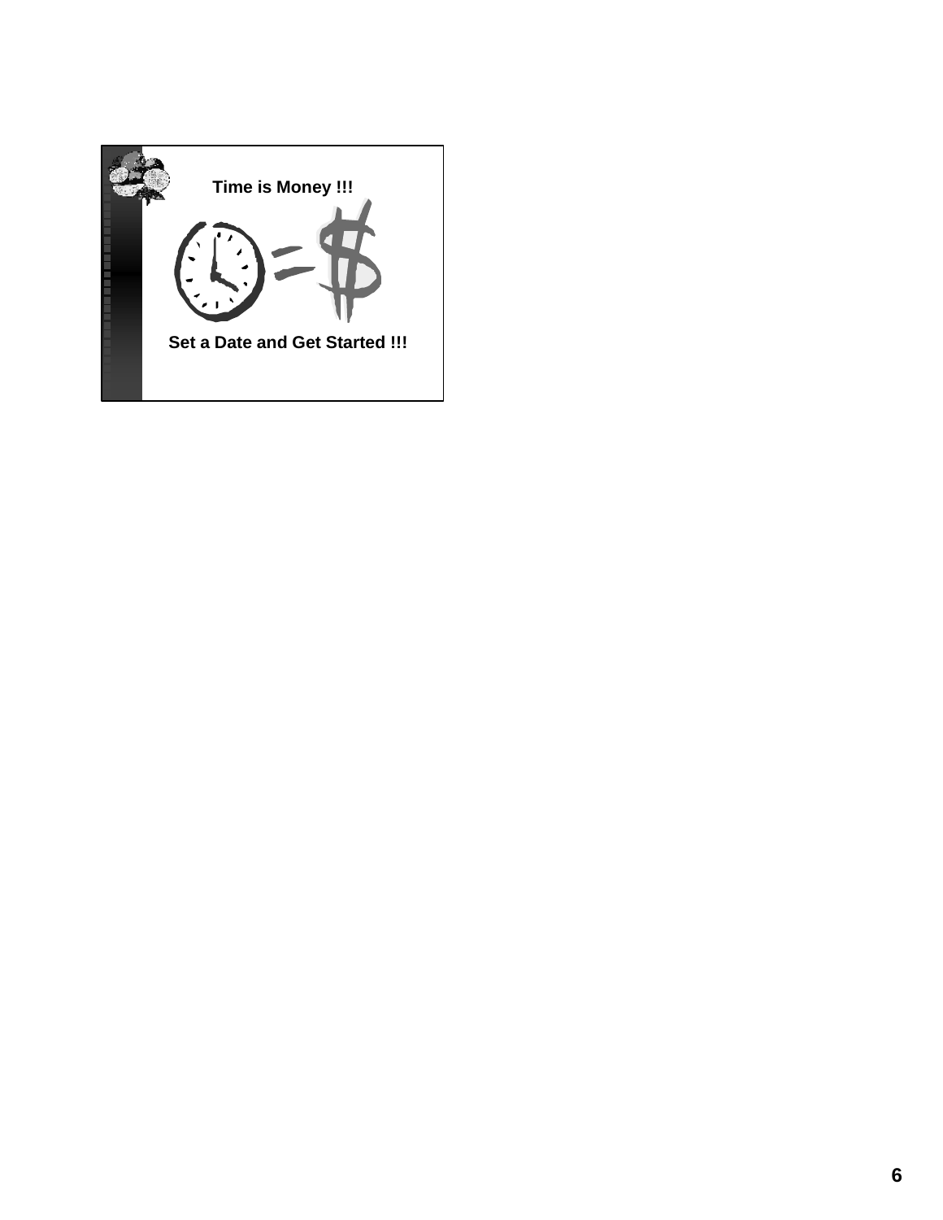Time is Money !!!

Set a Date and Get Started !!!